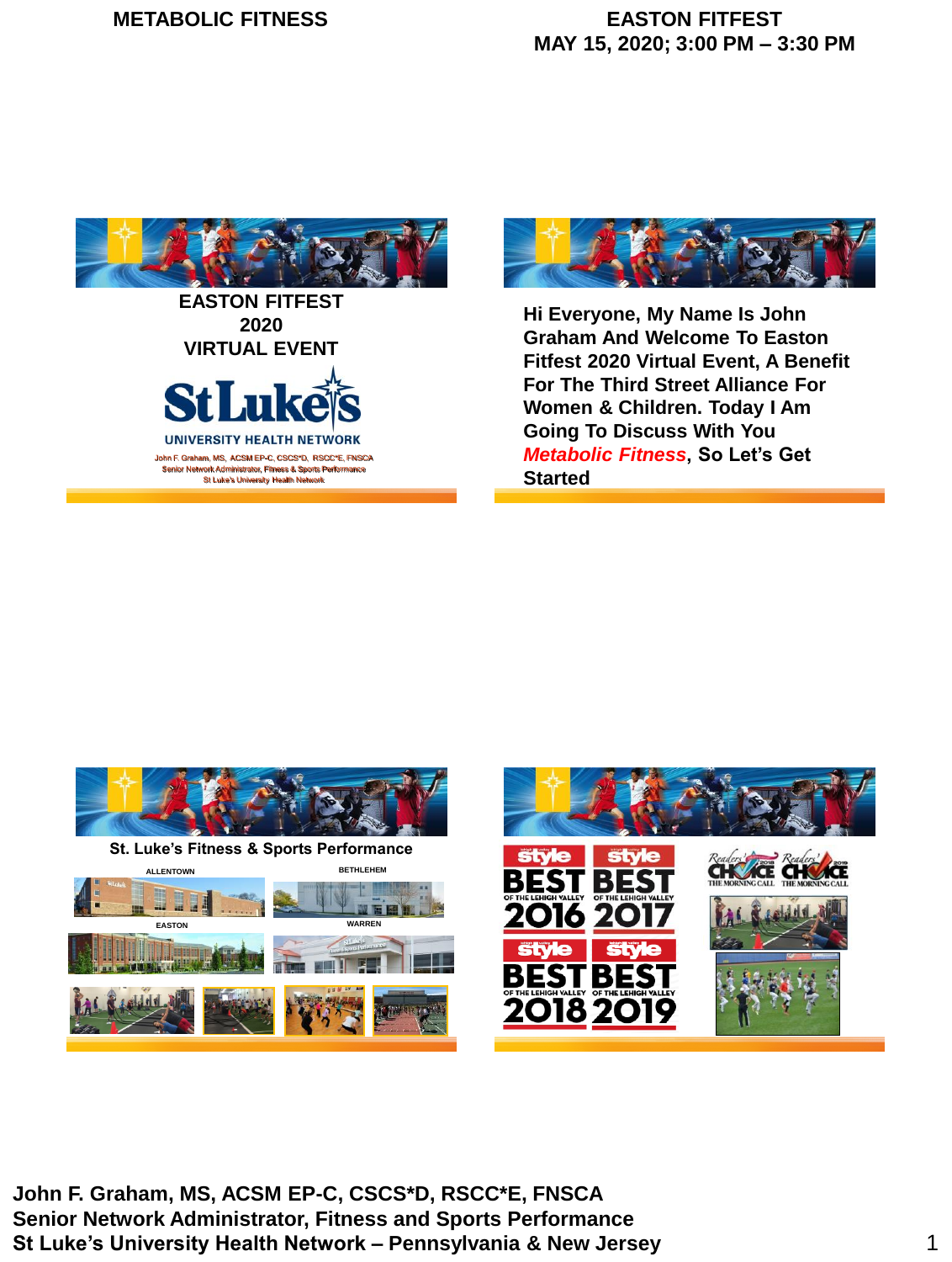# METABOLIC FITNESS

**EASTON FITFEST**
**MAY 15, 2020; 3:00 PM – 3:30 PM**

**EASTON FITFEST 2020 VIRTUAL EVENT**

St Luke's UNIVERSITY HEALTH NETWORK

John F. Graham, MS, ACSM EP-C, CSCS*D, RSCC*E, FNSCA
Senior Network Administrator, Fitness & Sports Performance
St Luke's University Health Network

**Hi Everyone, My Name Is John Graham And Welcome To Easton Fitfest 2020 Virtual Event, A Benefit For The Third Street Alliance For Women & Children. Today I Am Going To Discuss With You *Metabolic Fitness*, So Let's Get Started**

**St. Luke's Fitness & Sports Performance**

ALLENTOWN

BETHLEHEM

EASTON

WARREN

style BEST OF THE LEHIGH VALLEY 2016

style BEST OF THE LEHIGH VALLEY 2017

style BEST OF THE LEHIGH VALLEY 2018

style BEST OF THE LEHIGH VALLEY 2019

Readers' Choice 2018 THE MORNING CALL

Readers' Choice 2019 THE MORNING CALL

**John F. Graham, MS, ACSM EP-C, CSCS*D, RSCC*E, FNSCA**
**Senior Network Administrator, Fitness and Sports Performance**
**St Luke's University Health Network – Pennsylvania & New Jersey**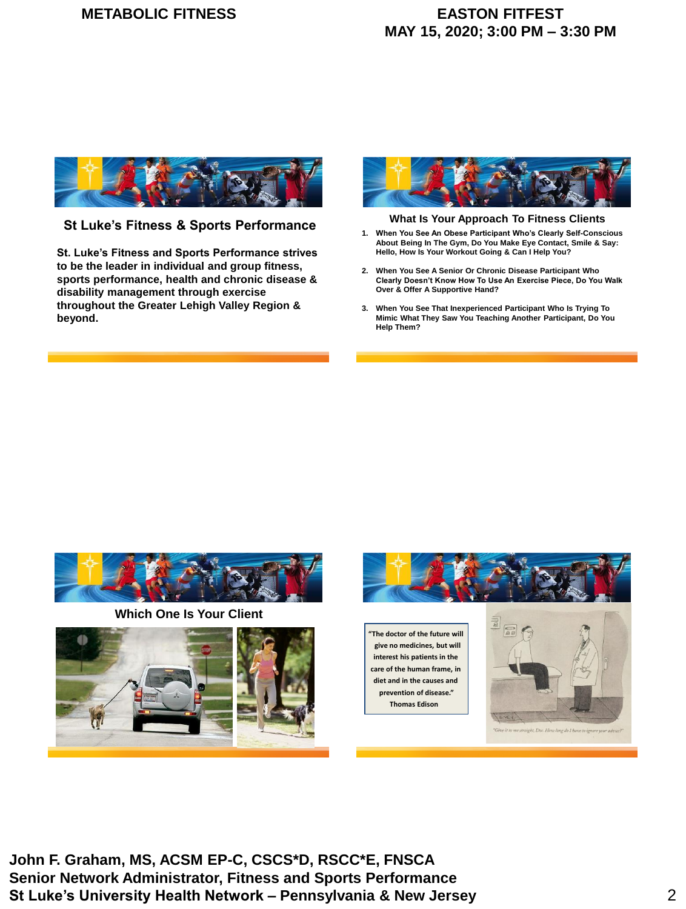## St Luke's Fitness & Sports Performance

**St. Luke's Fitness and Sports Performance strives to be the leader in individual and group fitness, sports performance, health and chronic disease & disability management through exercise throughout the Greater Lehigh Valley Region & beyond.**

## What Is Your Approach To Fitness Clients

1. **When You See An Obese Participant Who's Clearly Self-Conscious About Being In The Gym, Do You Make Eye Contact, Smile & Say: Hello, How Is Your Workout Going & Can I Help You?**
2. **When You See A Senior Or Chronic Disease Participant Who Clearly Doesn't Know How To Use An Exercise Piece, Do You Walk Over & Offer A Supportive Hand?**
3. **When You See That Inexperienced Participant Who Is Trying To Mimic What They Saw You Teaching Another Participant, Do You Help Them?**

## Which One Is Your Client

"The doctor of the future will give no medicines, but will interest his patients in the care of the human frame, in diet and in the causes and prevention of disease."
Thomas Edison

"Give it to me straight, Doc. How long do I have to ignore your advice?"

**John F. Graham, MS, ACSM EP-C, CSCS*D, RSCC*E, FNSCA**
**Senior Network Administrator, Fitness and Sports Performance**
**St Luke's University Health Network – Pennsylvania & New Jersey**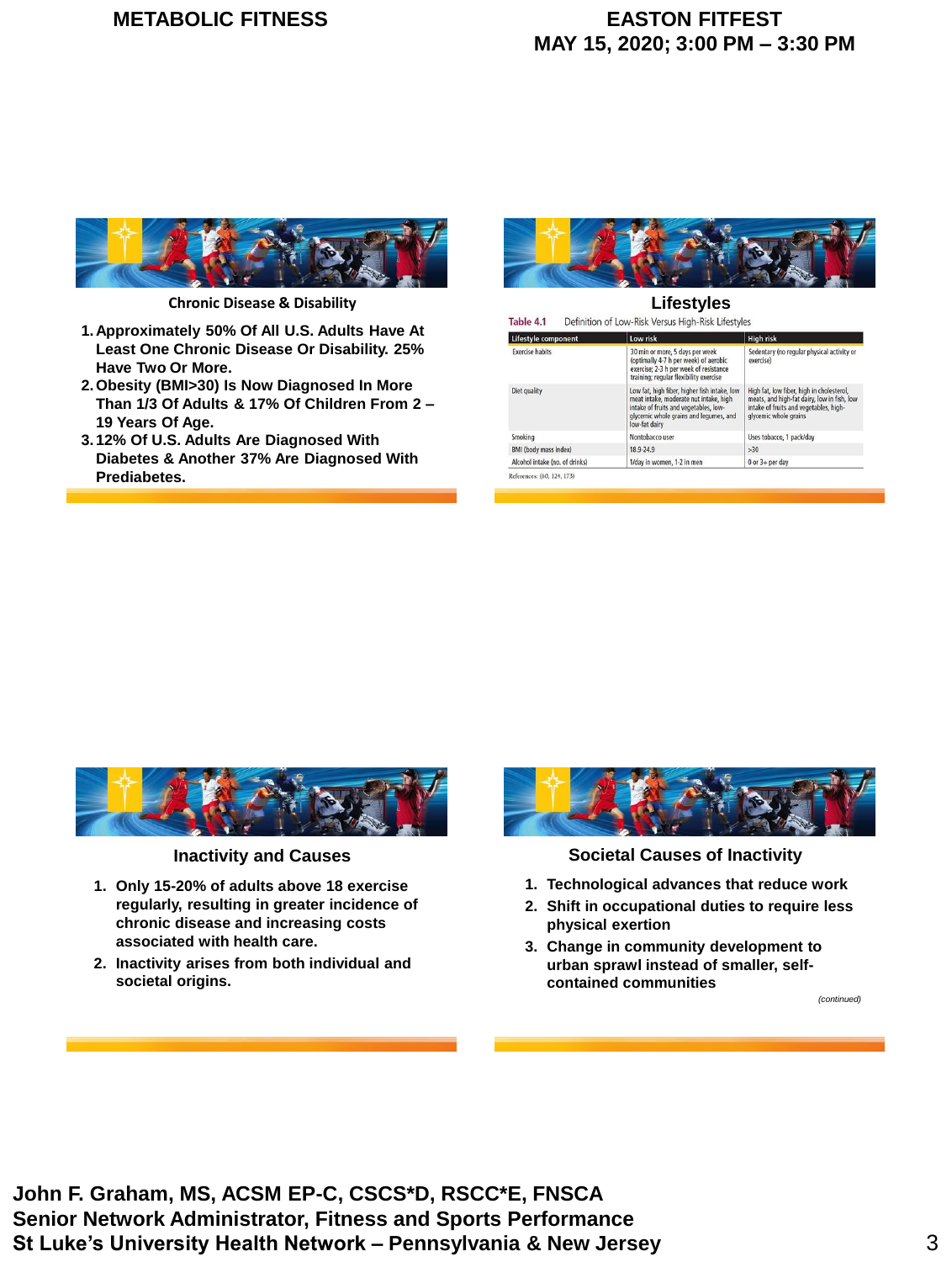### Chronic Disease & Disability

1. Approximately 50% Of All U.S. Adults Have At Least One Chronic Disease Or Disability. 25% Have Two Or More.
2. Obesity (BMI>30) Is Now Diagnosed In More Than 1/3 Of Adults & 17% Of Children From 2 – 19 Years Of Age.
3. 12% Of U.S. Adults Are Diagnosed With Diabetes & Another 37% Are Diagnosed With Prediabetes.

### Lifestyles

**Table 4.1** Definition of Low-Risk Versus High-Risk Lifestyles

| Lifestyle component | Low risk | High risk |
|---|---|---|
| Exercise habits | 30 min or more, 5 days per week (optimally 4-7 h per week) of aerobic exercise; 2-3 h per week of resistance training; regular flexibility exercise | Sedentary (no regular physical activity or exercise) |
| Diet quality | Low fat, high fiber, higher fish intake, low meat intake, moderate nut intake, high intake of fruits and vegetables, low-glycemic whole grains and legumes, and low-fat dairy | High fat, low fiber, high in cholesterol, meats, and high-fat dairy, low in fish, low intake of fruits and vegetables, high-glycemic whole grains |
| Smoking | Nontobacco user | Uses tobacco, 1 pack/day |
| BMI (body mass index) | 18.9-24.9 | >30 |
| Alcohol intake (no. of drinks) | 1/day in women, 1-2 in men | 0 or 3+ per day |

References: (60, 124, 173)

### Inactivity and Causes

1. Only 15-20% of adults above 18 exercise regularly, resulting in greater incidence of chronic disease and increasing costs associated with health care.
2. Inactivity arises from both individual and societal origins.

### Societal Causes of Inactivity

1. Technological advances that reduce work
2. Shift in occupational duties to require less physical exertion
3. Change in community development to urban sprawl instead of smaller, self-contained communities

*(continued)*

**John F. Graham, MS, ACSM EP-C, CSCS*D, RSCC*E, FNSCA**
**Senior Network Administrator, Fitness and Sports Performance**
**St Luke's University Health Network – Pennsylvania & New Jersey**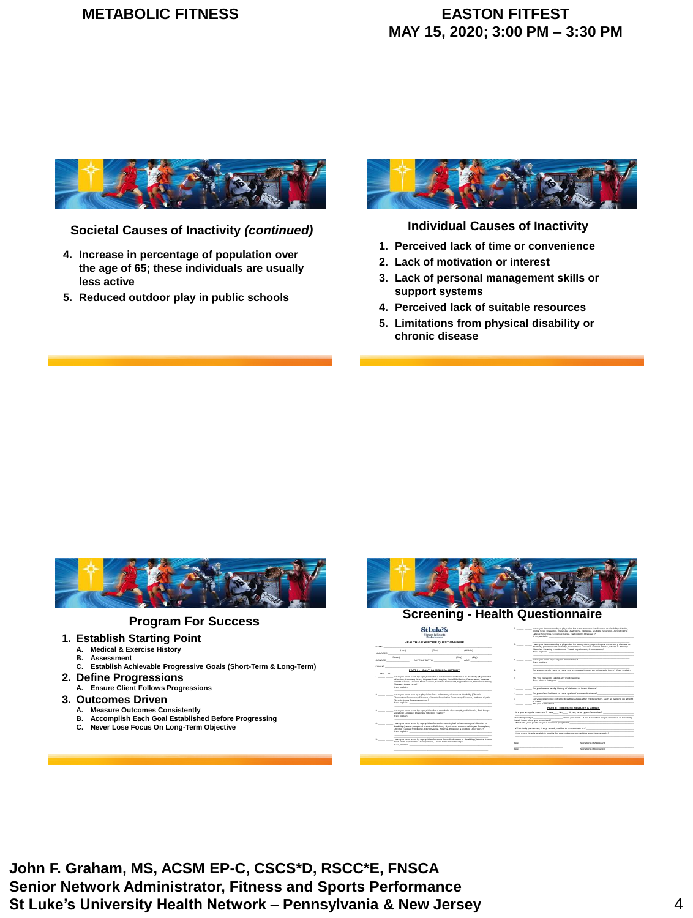## Societal Causes of Inactivity *(continued)*

4. Increase in percentage of population over the age of 65; these individuals are usually less active
5. Reduced outdoor play in public schools

## Individual Causes of Inactivity

1. Perceived lack of time or convenience
2. Lack of motivation or interest
3. Lack of personal management skills or support systems
4. Perceived lack of suitable resources
5. Limitations from physical disability or chronic disease

## Program For Success

1. Establish Starting Point
   - A. Medical & Exercise History
   - B. Assessment
   - C. Establish Achievable Progressive Goals (Short-Term & Long-Term)
2. Define Progressions
   - A. Ensure Client Follows Progressions
3. Outcomes Driven
   - A. Measure Outcomes Consistently
   - B. Accomplish Each Goal Established Before Progressing
   - C. Never Lose Focus On Long-Term Objective

## Screening - Health Questionnaire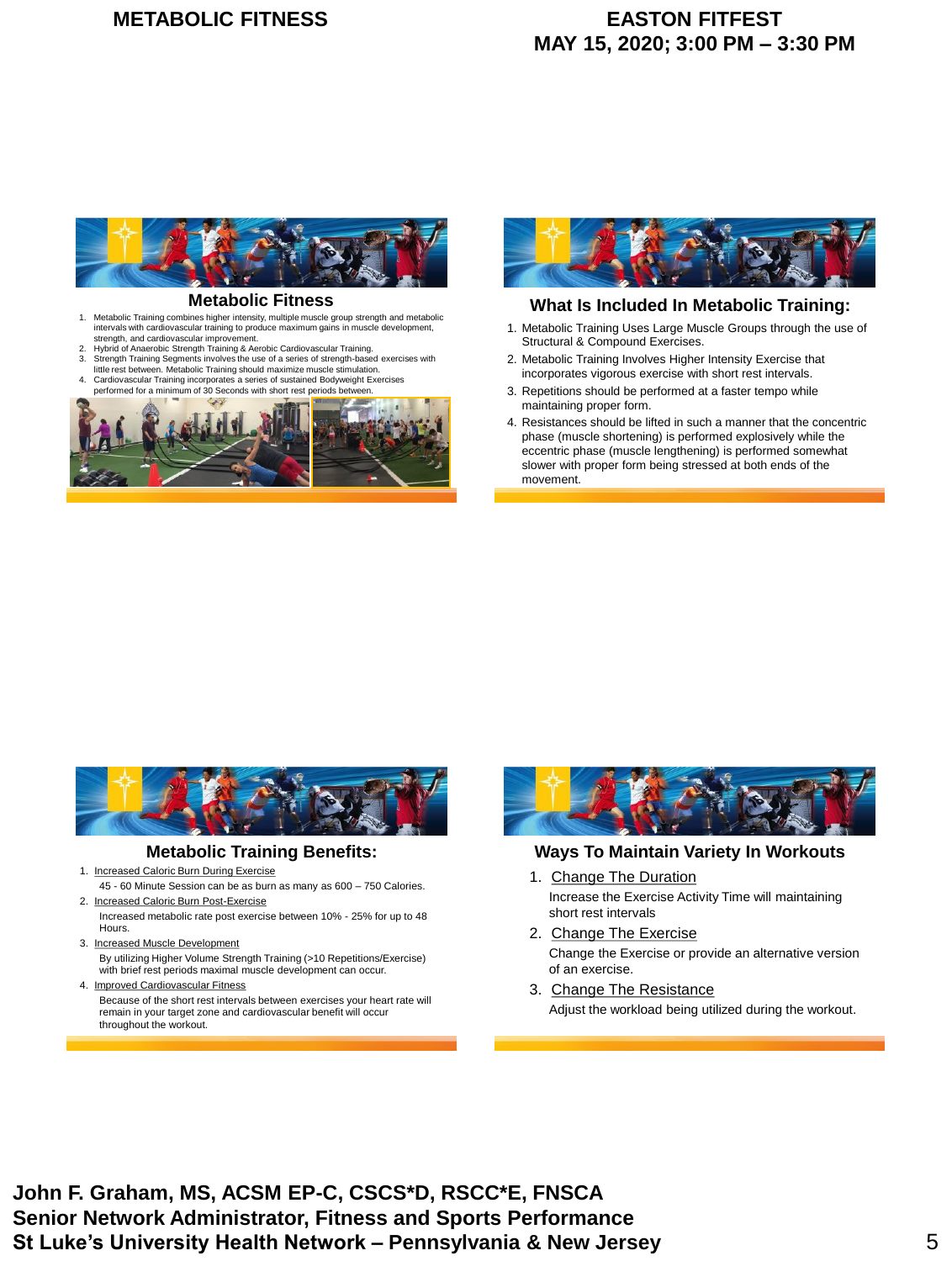## Metabolic Fitness

1. Metabolic Training combines higher intensity, multiple muscle group strength and metabolic intervals with cardiovascular training to produce maximum gains in muscle development, strength, and cardiovascular improvement.
2. Hybrid of Anaerobic Strength Training & Aerobic Cardiovascular Training.
3. Strength Training Segments involves the use of a series of strength-based exercises with little rest between. Metabolic Training should maximize muscle stimulation.
4. Cardiovascular Training incorporates a series of sustained Bodyweight Exercises performed for a minimum of 30 Seconds with short rest periods between.

## What Is Included In Metabolic Training:

1. Metabolic Training Uses Large Muscle Groups through the use of Structural & Compound Exercises.
2. Metabolic Training Involves Higher Intensity Exercise that incorporates vigorous exercise with short rest intervals.
3. Repetitions should be performed at a faster tempo while maintaining proper form.
4. Resistances should be lifted in such a manner that the concentric phase (muscle shortening) is performed explosively while the eccentric phase (muscle lengthening) is performed somewhat slower with proper form being stressed at both ends of the movement.

## Metabolic Training Benefits:

1. Increased Caloric Burn During Exercise
   45 - 60 Minute Session can be as burn as many as 600 – 750 Calories.
2. Increased Caloric Burn Post-Exercise
   Increased metabolic rate post exercise between 10% - 25% for up to 48 Hours.
3. Increased Muscle Development
   By utilizing Higher Volume Strength Training (>10 Repetitions/Exercise) with brief rest periods maximal muscle development can occur.
4. Improved Cardiovascular Fitness
   Because of the short rest intervals between exercises your heart rate will remain in your target zone and cardiovascular benefit will occur throughout the workout.

## Ways To Maintain Variety In Workouts

1. Change The Duration
   Increase the Exercise Activity Time will maintaining short rest intervals
2. Change The Exercise
   Change the Exercise or provide an alternative version of an exercise.
3. Change The Resistance
   Adjust the workload being utilized during the workout.

**John F. Graham, MS, ACSM EP-C, CSCS*D, RSCC*E, FNSCA**
**Senior Network Administrator, Fitness and Sports Performance**
**St Luke's University Health Network – Pennsylvania & New Jersey**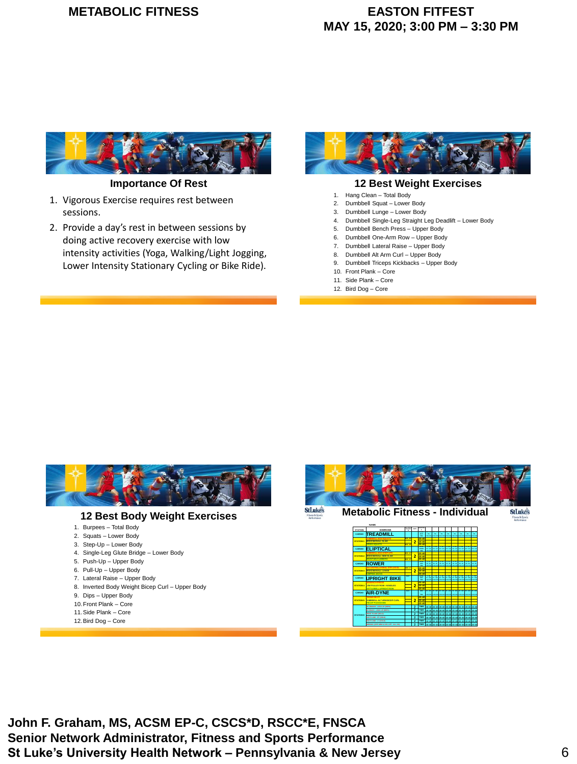# METABOLIC FITNESS

# EASTON FITFEST
# MAY 15, 2020; 3:00 PM – 3:30 PM

## Importance Of Rest

1. Vigorous Exercise requires rest between sessions.
2. Provide a day's rest in between sessions by doing active recovery exercise with low intensity activities (Yoga, Walking/Light Jogging, Lower Intensity Stationary Cycling or Bike Ride).

## 12 Best Weight Exercises

1. Hang Clean – Total Body
2. Dumbbell Squat – Lower Body
3. Dumbbell Lunge – Lower Body
4. Dumbbell Single-Leg Straight Leg Deadlift – Lower Body
5. Dumbbell Bench Press – Upper Body
6. Dumbbell One-Arm Row – Upper Body
7. Dumbbell Lateral Raise – Upper Body
8. Dumbbell Alt Arm Curl – Upper Body
9. Dumbbell Triceps Kickbacks – Upper Body
10. Front Plank – Core
11. Side Plank – Core
12. Bird Dog – Core

## 12 Best Body Weight Exercises

1. Burpees – Total Body
2. Squats – Lower Body
3. Step-Up – Lower Body
4. Single-Leg Glute Bridge – Lower Body
5. Push-Up – Upper Body
6. Pull-Up – Upper Body
7. Lateral Raise – Upper Body
8. Inverted Body Weight Bicep Curl – Upper Body
9. Dips – Upper Body
10. Front Plank – Core
11. Side Plank – Core
12. Bird Dog – Core

## Metabolic Fitness - Individual

| STATION | EXERCISE |
|---|---|
| CARDIO | TREADMILL |
| STATION 1 | |
| CARDIO | ELIPTICAL |
| STATION 2 | |
| CARDIO | ROWER |
| STATION 3 | |
| CARDIO | UPRIGHT BIKE |
| STATION 4 | |
| CARDIO | AIR-DYNE |
| STATION 5 | |
| STATION 6 | |

**John F. Graham, MS, ACSM EP-C, CSCS*D, RSCC*E, FNSCA**
**Senior Network Administrator, Fitness and Sports Performance**
**St Luke's University Health Network – Pennsylvania & New Jersey**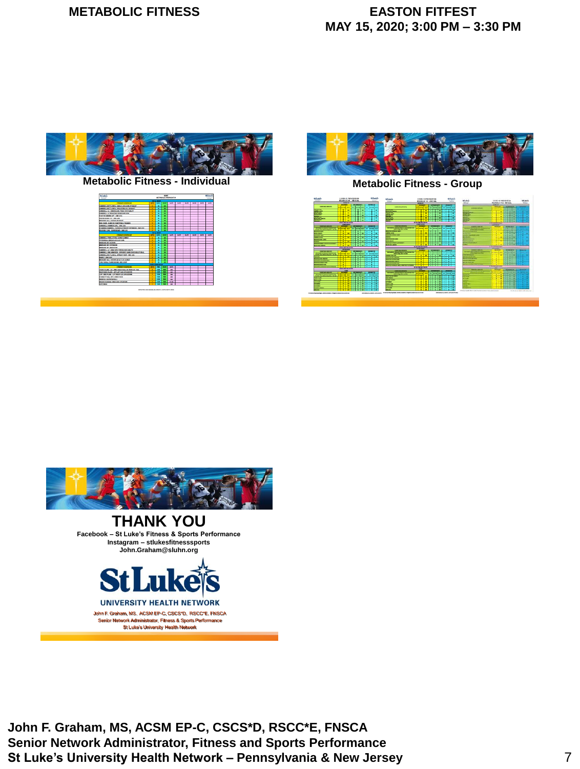METABOLIC FITNESS

EASTON FITFEST
MAY 15, 2020; 3:00 PM – 3:30 PM

## Metabolic Fitness - Individual

## Metabolic Fitness - Group

## THANK YOU

Facebook – St Luke's Fitness & Sports Performance
Instagram – stlukesfitnesssports
John.Graham@sluhn.org

St Luke's UNIVERSITY HEALTH NETWORK

John F. Graham, MS, ACSM EP-C, CSCS*D, RSCC*E, FNSCA
Senior Network Administrator, Fitness & Sports Performance
St Luke's University Health Network

**John F. Graham, MS, ACSM EP-C, CSCS*D, RSCC*E, FNSCA**
**Senior Network Administrator, Fitness and Sports Performance**
**St Luke's University Health Network – Pennsylvania & New Jersey**